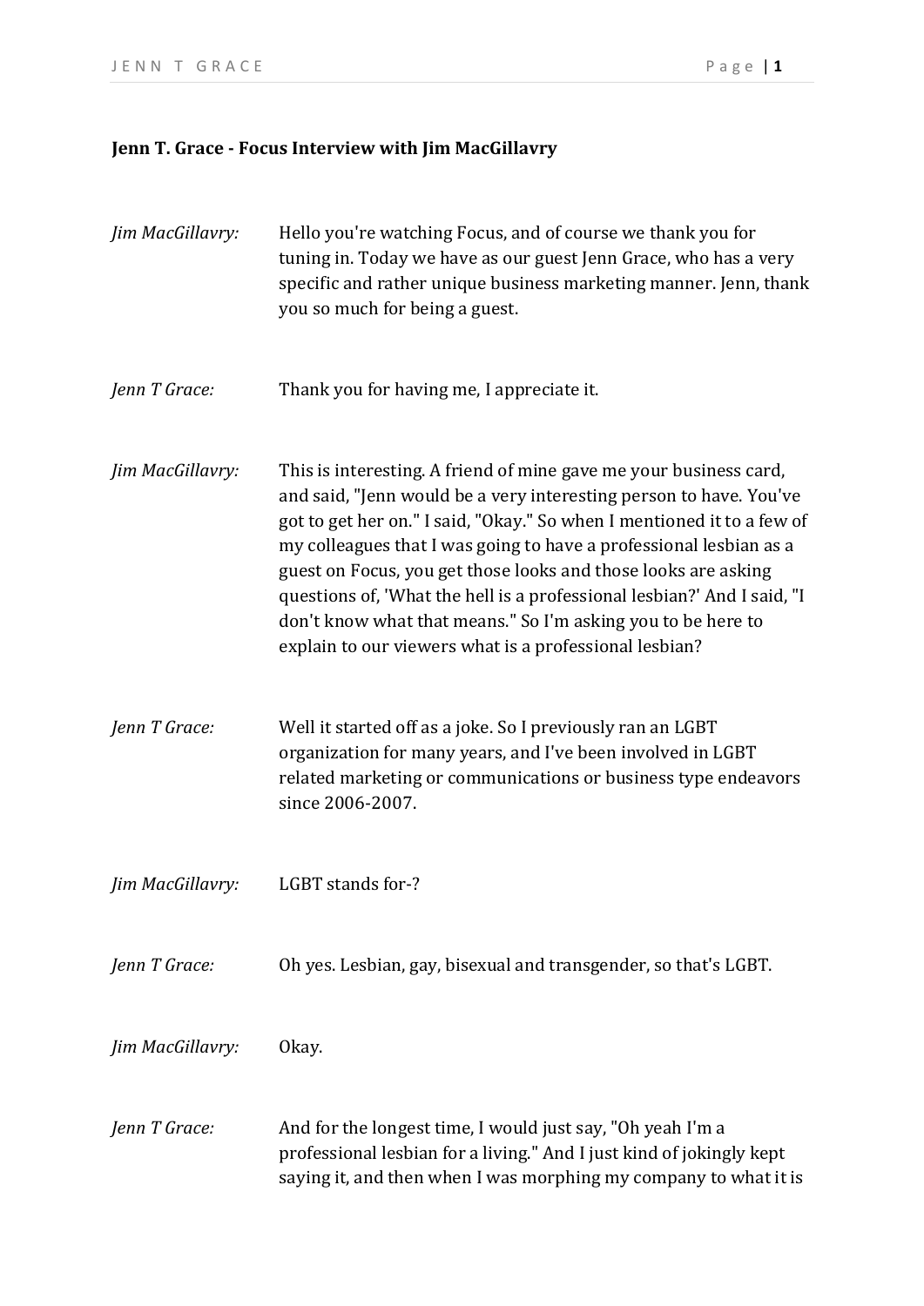**Jenn T. Grace - Focus Interview with Jim MacGillavry**

*Jim MacGillavry:* Hello you're watching Focus, and of course we thank you for tuning in. Today we have as our guest Jenn Grace, who has a very specific and rather unique business marketing manner. Jenn, thank you so much for being a guest.

*Jenn T Grace:* Thank you for having me, I appreciate it.

*Jim MacGillavry:* This is interesting. A friend of mine gave me your business card, and said, "Jenn would be a very interesting person to have. You've got to get her on." I said, "Okay." So when I mentioned it to a few of my colleagues that I was going to have a professional lesbian as a guest on Focus, you get those looks and those looks are asking questions of, 'What the hell is a professional lesbian?' And I said, "I don't know what that means." So I'm asking you to be here to explain to our viewers what is a professional lesbian?

*Jenn T Grace:* Well it started off as a joke. So I previously ran an LGBT organization for many years, and I've been involved in LGBT related marketing or communications or business type endeavors since 2006-2007.

*Jim MacGillavry:* LGBT stands for-?

*Jenn T Grace:* Oh yes. Lesbian, gay, bisexual and transgender, so that's LGBT.

*Jim MacGillavry:* Okay.

*Jenn T Grace:* And for the longest time, I would just say, "Oh yeah I'm a professional lesbian for a living." And I just kind of jokingly kept saying it, and then when I was morphing my company to what it is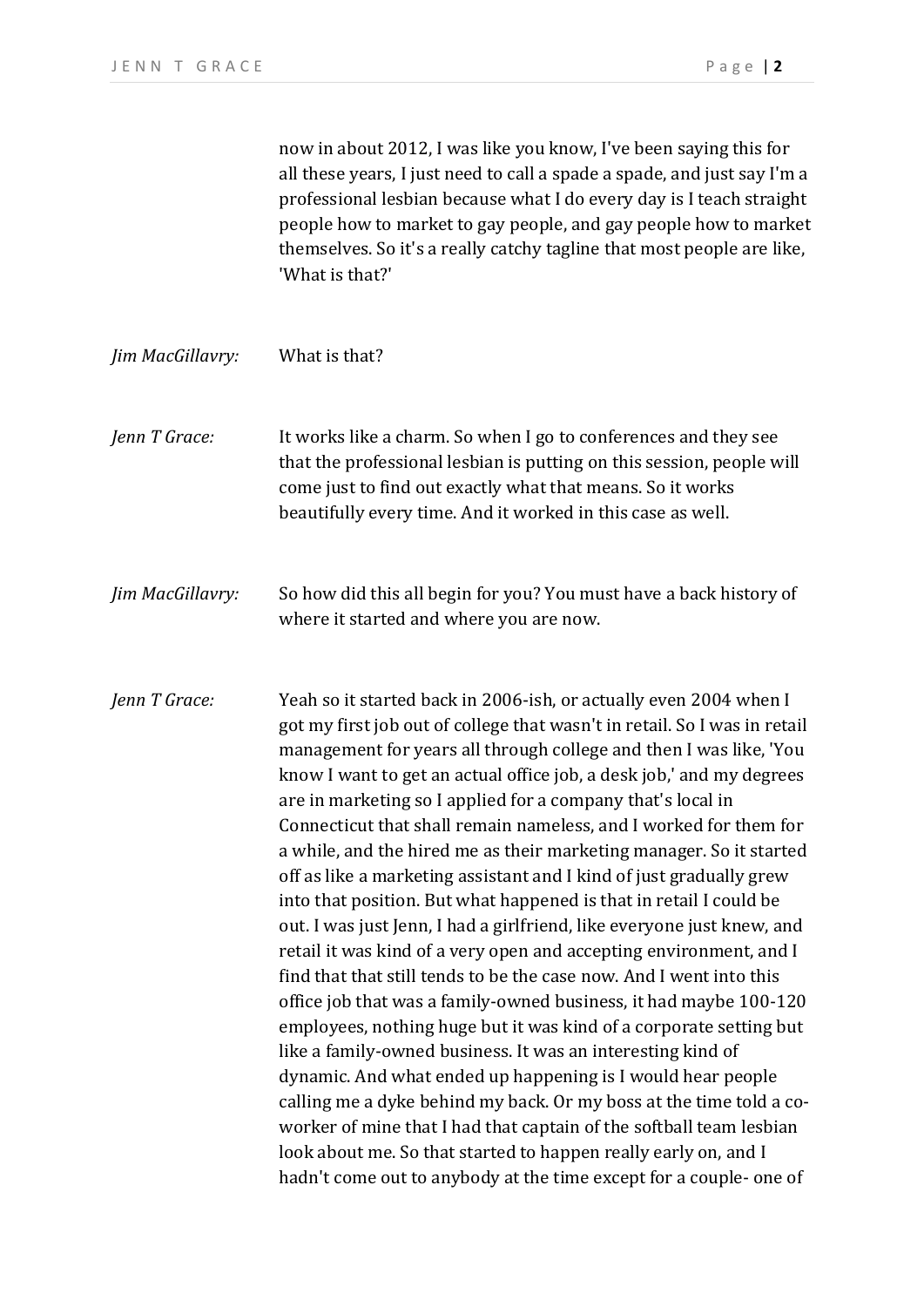now in about 2012, I was like you know, I've been saying this for all these years, I just need to call a spade a spade, and just say I'm a professional lesbian because what I do every day is I teach straight people how to market to gay people, and gay people how to market themselves. So it's a really catchy tagline that most people are like, 'What is that?'

*Jim MacGillavry:* What is that?

*Jenn T Grace:* It works like a charm. So when I go to conferences and they see that the professional lesbian is putting on this session, people will come just to find out exactly what that means. So it works beautifully every time. And it worked in this case as well.

*Jim MacGillavry:* So how did this all begin for you? You must have a back history of where it started and where you are now.

*Jenn T Grace:* Yeah so it started back in 2006-ish, or actually even 2004 when I got my first job out of college that wasn't in retail. So I was in retail management for years all through college and then I was like, 'You know I want to get an actual office job, a desk job,' and my degrees are in marketing so I applied for a company that's local in Connecticut that shall remain nameless, and I worked for them for a while, and the hired me as their marketing manager. So it started off as like a marketing assistant and I kind of just gradually grew into that position. But what happened is that in retail I could be out. I was just Jenn, I had a girlfriend, like everyone just knew, and retail it was kind of a very open and accepting environment, and I find that that still tends to be the case now. And I went into this office job that was a family-owned business, it had maybe 100-120 employees, nothing huge but it was kind of a corporate setting but like a family-owned business. It was an interesting kind of dynamic. And what ended up happening is I would hear people calling me a dyke behind my back. Or my boss at the time told a co-worker of mine that I had that captain of the softball team lesbian look about me. So that started to happen really early on, and I hadn't come out to anybody at the time except for a couple- one of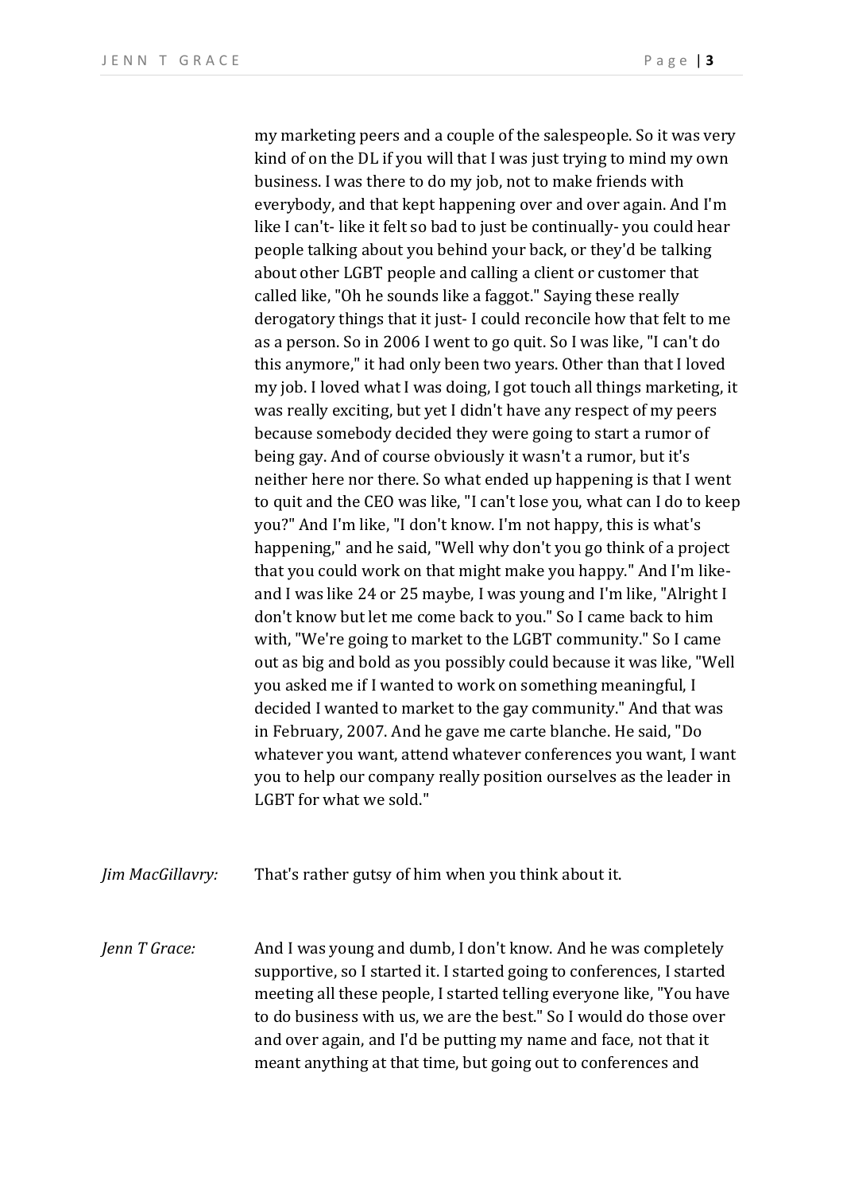my marketing peers and a couple of the salespeople. So it was very kind of on the DL if you will that I was just trying to mind my own business. I was there to do my job, not to make friends with everybody, and that kept happening over and over again. And I'm like I can't- like it felt so bad to just be continually- you could hear people talking about you behind your back, or they'd be talking about other LGBT people and calling a client or customer that called like, "Oh he sounds like a faggot." Saying these really derogatory things that it just- I could reconcile how that felt to me as a person. So in 2006 I went to go quit. So I was like, "I can't do this anymore," it had only been two years. Other than that I loved my job. I loved what I was doing, I got touch all things marketing, it was really exciting, but yet I didn't have any respect of my peers because somebody decided they were going to start a rumor of being gay. And of course obviously it wasn't a rumor, but it's neither here nor there. So what ended up happening is that I went to quit and the CEO was like, "I can't lose you, what can I do to keep you?" And I'm like, "I don't know. I'm not happy, this is what's happening," and he said, "Well why don't you go think of a project that you could work on that might make you happy." And I'm like- and I was like 24 or 25 maybe, I was young and I'm like, "Alright I don't know but let me come back to you." So I came back to him with, "We're going to market to the LGBT community." So I came out as big and bold as you possibly could because it was like, "Well you asked me if I wanted to work on something meaningful, I decided I wanted to market to the gay community." And that was in February, 2007. And he gave me carte blanche. He said, "Do whatever you want, attend whatever conferences you want, I want you to help our company really position ourselves as the leader in LGBT for what we sold."

*Jim MacGillavry:* That's rather gutsy of him when you think about it.

*Jenn T Grace:* And I was young and dumb, I don't know. And he was completely supportive, so I started it. I started going to conferences, I started meeting all these people, I started telling everyone like, "You have to do business with us, we are the best." So I would do those over and over again, and I'd be putting my name and face, not that it meant anything at that time, but going out to conferences and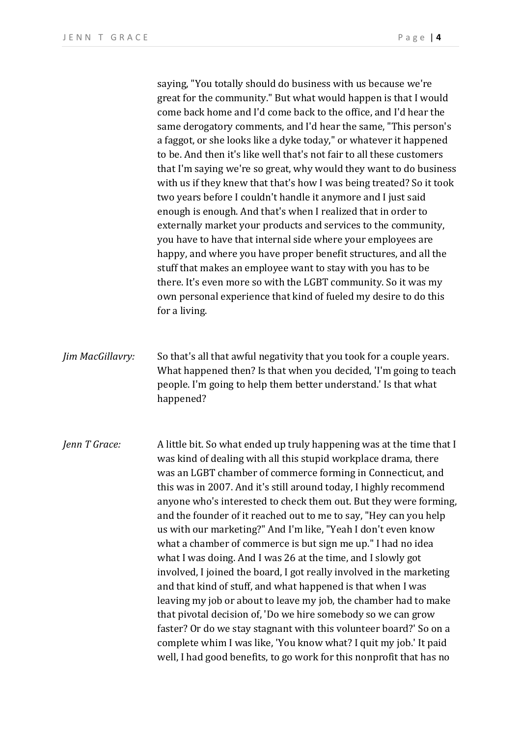saying, "You totally should do business with us because we're great for the community." But what would happen is that I would come back home and I'd come back to the office, and I'd hear the same derogatory comments, and I'd hear the same, "This person's a faggot, or she looks like a dyke today," or whatever it happened to be. And then it's like well that's not fair to all these customers that I'm saying we're so great, why would they want to do business with us if they knew that that's how I was being treated? So it took two years before I couldn't handle it anymore and I just said enough is enough. And that's when I realized that in order to externally market your products and services to the community, you have to have that internal side where your employees are happy, and where you have proper benefit structures, and all the stuff that makes an employee want to stay with you has to be there. It's even more so with the LGBT community. So it was my own personal experience that kind of fueled my desire to do this for a living.

*Jim MacGillavry:* So that's all that awful negativity that you took for a couple years. What happened then? Is that when you decided, 'I'm going to teach people. I'm going to help them better understand.' Is that what happened?

*Jenn T Grace:* A little bit. So what ended up truly happening was at the time that I was kind of dealing with all this stupid workplace drama, there was an LGBT chamber of commerce forming in Connecticut, and this was in 2007. And it's still around today, I highly recommend anyone who's interested to check them out. But they were forming, and the founder of it reached out to me to say, "Hey can you help us with our marketing?" And I'm like, "Yeah I don't even know what a chamber of commerce is but sign me up." I had no idea what I was doing. And I was 26 at the time, and I slowly got involved, I joined the board, I got really involved in the marketing and that kind of stuff, and what happened is that when I was leaving my job or about to leave my job, the chamber had to make that pivotal decision of, 'Do we hire somebody so we can grow faster? Or do we stay stagnant with this volunteer board?' So on a complete whim I was like, 'You know what? I quit my job.' It paid well, I had good benefits, to go work for this nonprofit that has no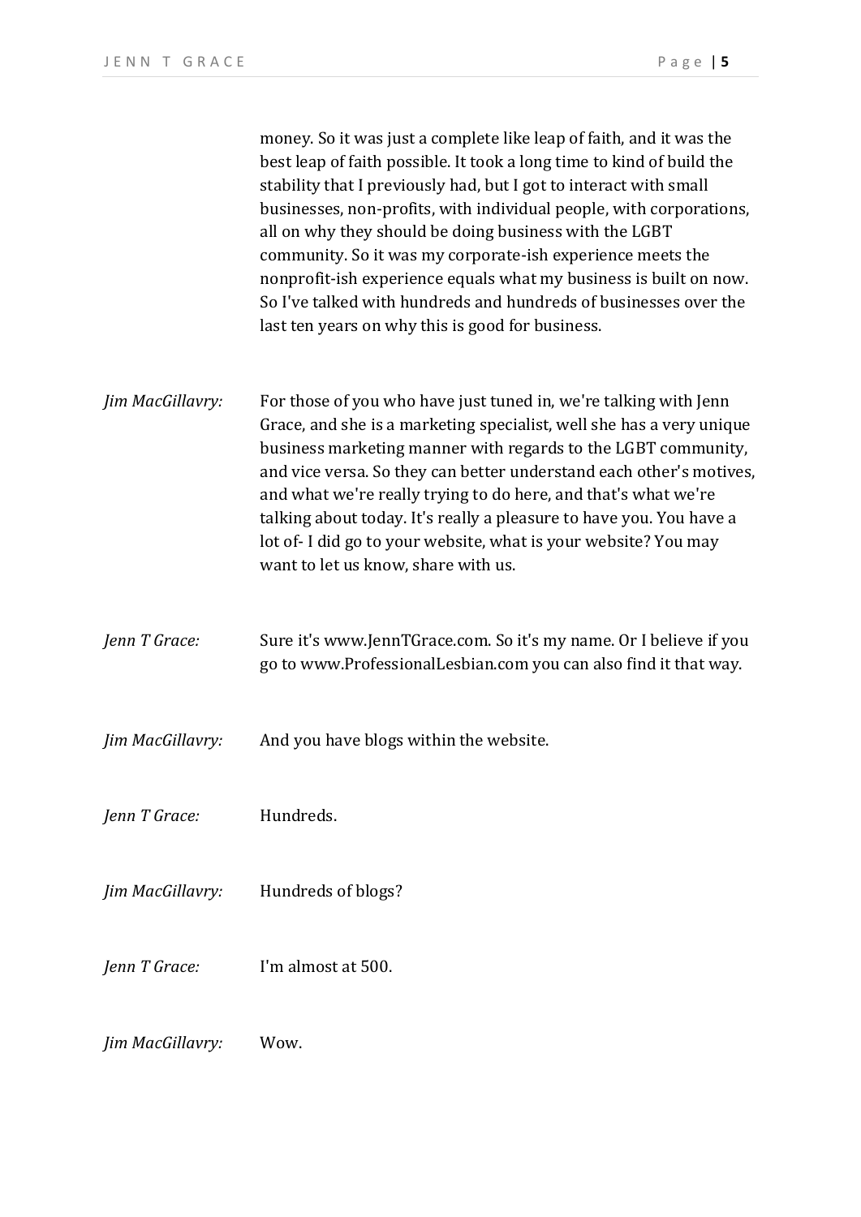money. So it was just a complete like leap of faith, and it was the best leap of faith possible. It took a long time to kind of build the stability that I previously had, but I got to interact with small businesses, non-profits, with individual people, with corporations, all on why they should be doing business with the LGBT community. So it was my corporate-ish experience meets the nonprofit-ish experience equals what my business is built on now. So I've talked with hundreds and hundreds of businesses over the last ten years on why this is good for business.

*Jim MacGillavry:* For those of you who have just tuned in, we're talking with Jenn Grace, and she is a marketing specialist, well she has a very unique business marketing manner with regards to the LGBT community, and vice versa. So they can better understand each other's motives, and what we're really trying to do here, and that's what we're talking about today. It's really a pleasure to have you. You have a lot of- I did go to your website, what is your website? You may want to let us know, share with us.

*Jenn T Grace:* Sure it's www.JennTGrace.com. So it's my name. Or I believe if you go to www.ProfessionalLesbian.com you can also find it that way.

*Jim MacGillavry:* And you have blogs within the website.

*Jenn T Grace:* Hundreds.

*Jim MacGillavry:* Hundreds of blogs?

*Jenn T Grace:* I'm almost at 500.

*Jim MacGillavry:* Wow.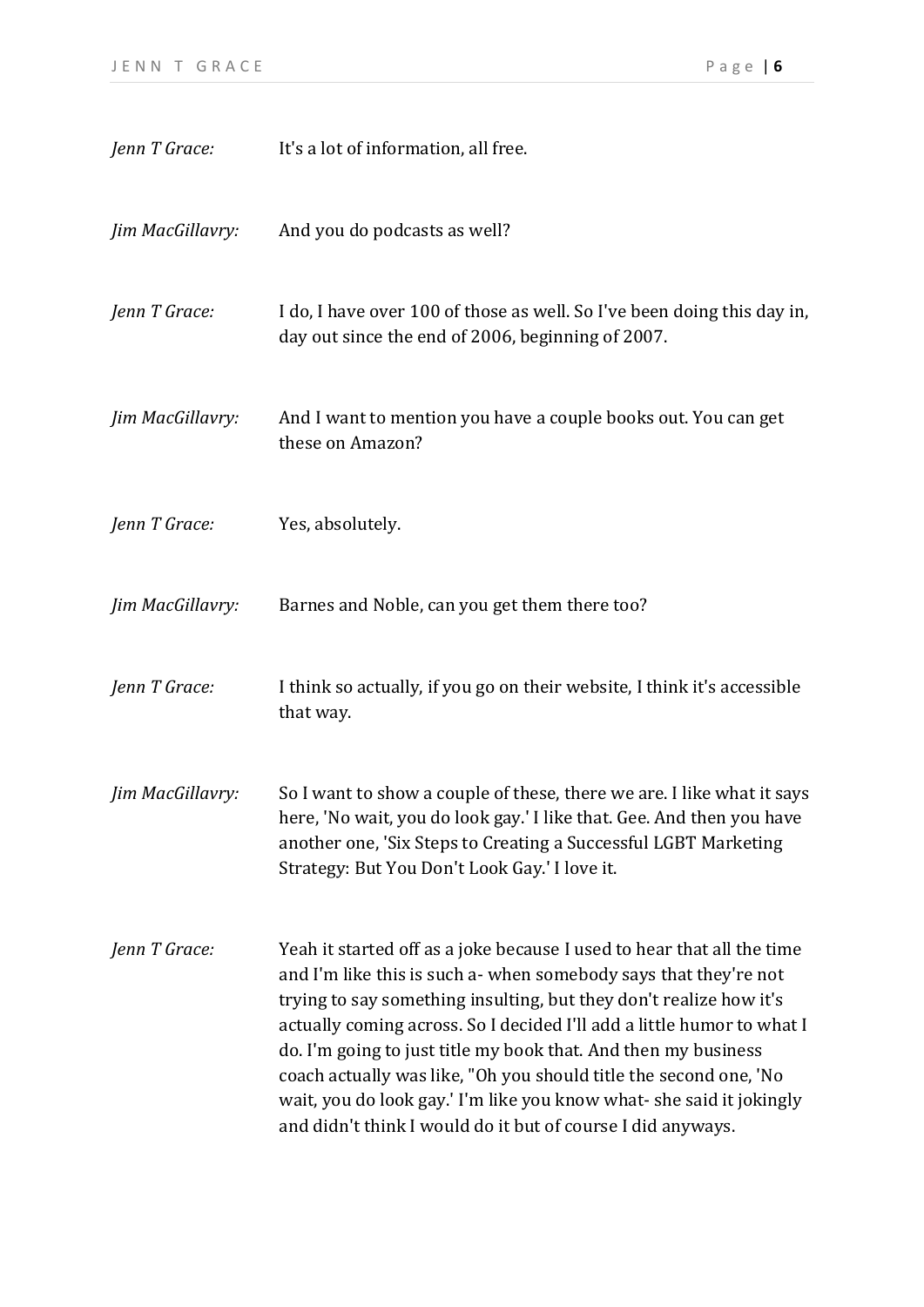*Jenn T Grace:* It's a lot of information, all free.

*Jim MacGillavry:* And you do podcasts as well?

*Jenn T Grace:* I do, I have over 100 of those as well. So I've been doing this day in, day out since the end of 2006, beginning of 2007.

*Jim MacGillavry:* And I want to mention you have a couple books out. You can get these on Amazon?

*Jenn T Grace:* Yes, absolutely.

*Jim MacGillavry:* Barnes and Noble, can you get them there too?

*Jenn T Grace:* I think so actually, if you go on their website, I think it's accessible that way.

*Jim MacGillavry:* So I want to show a couple of these, there we are. I like what it says here, 'No wait, you do look gay.' I like that. Gee. And then you have another one, 'Six Steps to Creating a Successful LGBT Marketing Strategy: But You Don't Look Gay.' I love it.

*Jenn T Grace:* Yeah it started off as a joke because I used to hear that all the time and I'm like this is such a- when somebody says that they're not trying to say something insulting, but they don't realize how it's actually coming across. So I decided I'll add a little humor to what I do. I'm going to just title my book that. And then my business coach actually was like, "Oh you should title the second one, 'No wait, you do look gay.' I'm like you know what- she said it jokingly and didn't think I would do it but of course I did anyways.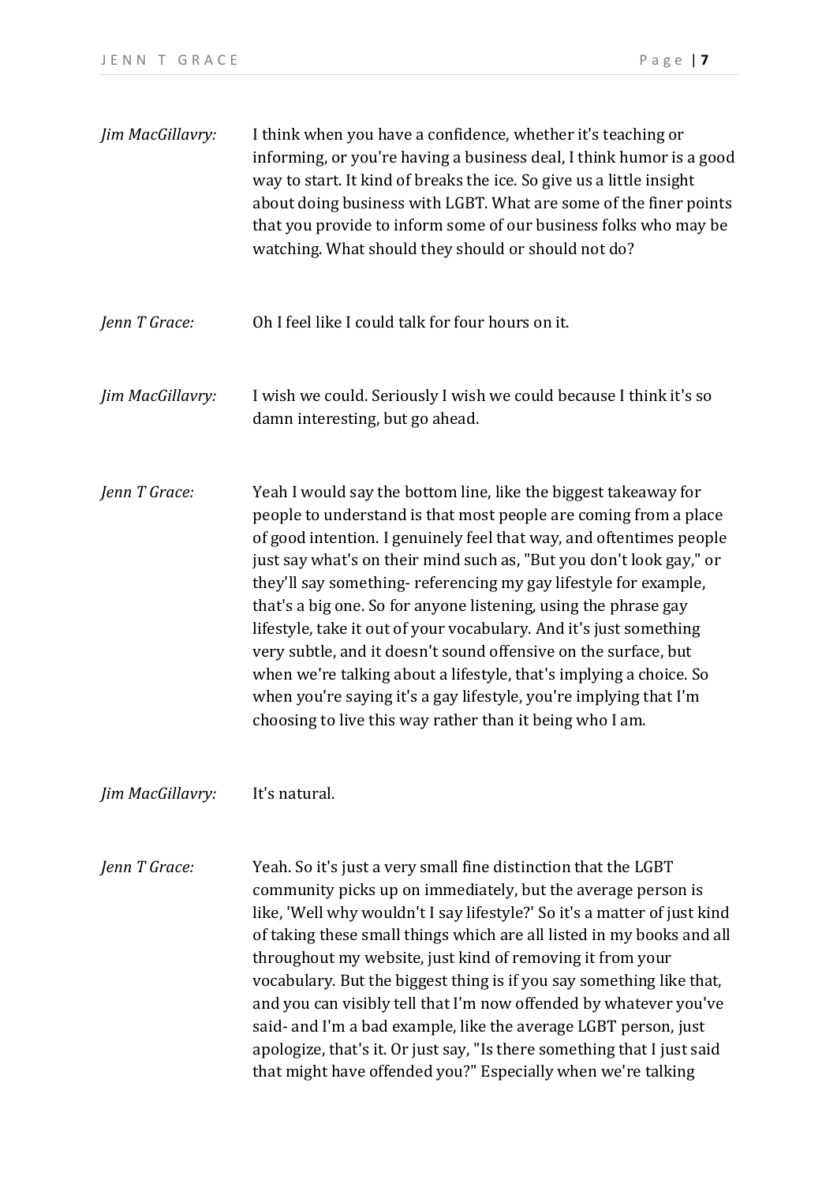*Jim MacGillavry:* I think when you have a confidence, whether it's teaching or informing, or you're having a business deal, I think humor is a good way to start. It kind of breaks the ice. So give us a little insight about doing business with LGBT. What are some of the finer points that you provide to inform some of our business folks who may be watching. What should they should or should not do?

*Jenn T Grace:* Oh I feel like I could talk for four hours on it.

*Jim MacGillavry:* I wish we could. Seriously I wish we could because I think it's so damn interesting, but go ahead.

*Jenn T Grace:* Yeah I would say the bottom line, like the biggest takeaway for people to understand is that most people are coming from a place of good intention. I genuinely feel that way, and oftentimes people just say what's on their mind such as, "But you don't look gay," or they'll say something- referencing my gay lifestyle for example, that's a big one. So for anyone listening, using the phrase gay lifestyle, take it out of your vocabulary. And it's just something very subtle, and it doesn't sound offensive on the surface, but when we're talking about a lifestyle, that's implying a choice. So when you're saying it's a gay lifestyle, you're implying that I'm choosing to live this way rather than it being who I am.

*Jim MacGillavry:* It's natural.

*Jenn T Grace:* Yeah. So it's just a very small fine distinction that the LGBT community picks up on immediately, but the average person is like, 'Well why wouldn't I say lifestyle?' So it's a matter of just kind of taking these small things which are all listed in my books and all throughout my website, just kind of removing it from your vocabulary. But the biggest thing is if you say something like that, and you can visibly tell that I'm now offended by whatever you've said- and I'm a bad example, like the average LGBT person, just apologize, that's it. Or just say, "Is there something that I just said that might have offended you?" Especially when we're talking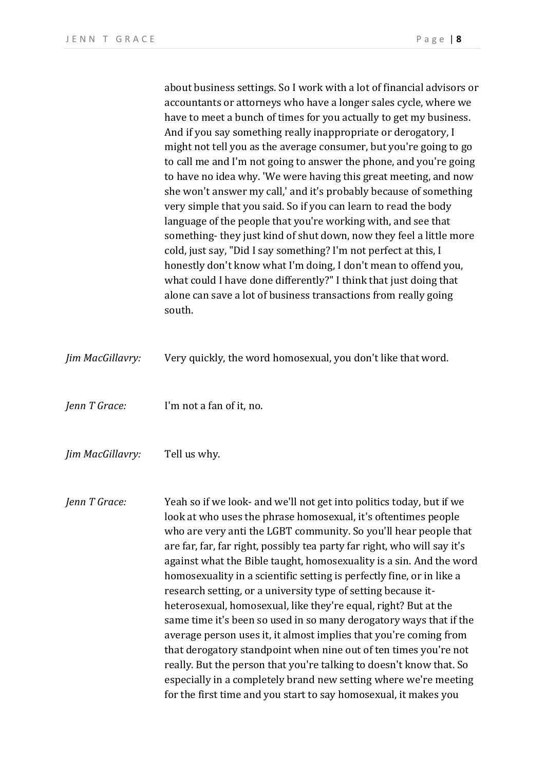about business settings. So I work with a lot of financial advisors or accountants or attorneys who have a longer sales cycle, where we have to meet a bunch of times for you actually to get my business. And if you say something really inappropriate or derogatory, I might not tell you as the average consumer, but you're going to go to call me and I'm not going to answer the phone, and you're going to have no idea why. 'We were having this great meeting, and now she won't answer my call,' and it's probably because of something very simple that you said. So if you can learn to read the body language of the people that you're working with, and see that something- they just kind of shut down, now they feel a little more cold, just say, "Did I say something? I'm not perfect at this, I honestly don't know what I'm doing, I don't mean to offend you, what could I have done differently?" I think that just doing that alone can save a lot of business transactions from really going south.

*Jim MacGillavry:* Very quickly, the word homosexual, you don't like that word.

*Jenn T Grace:* I'm not a fan of it, no.

*Jim MacGillavry:* Tell us why.

*Jenn T Grace:* Yeah so if we look- and we'll not get into politics today, but if we look at who uses the phrase homosexual, it's oftentimes people who are very anti the LGBT community. So you'll hear people that are far, far, far right, possibly tea party far right, who will say it's against what the Bible taught, homosexuality is a sin. And the word homosexuality in a scientific setting is perfectly fine, or in like a research setting, or a university type of setting because it- heterosexual, homosexual, like they're equal, right? But at the same time it's been so used in so many derogatory ways that if the average person uses it, it almost implies that you're coming from that derogatory standpoint when nine out of ten times you're not really. But the person that you're talking to doesn't know that. So especially in a completely brand new setting where we're meeting for the first time and you start to say homosexual, it makes you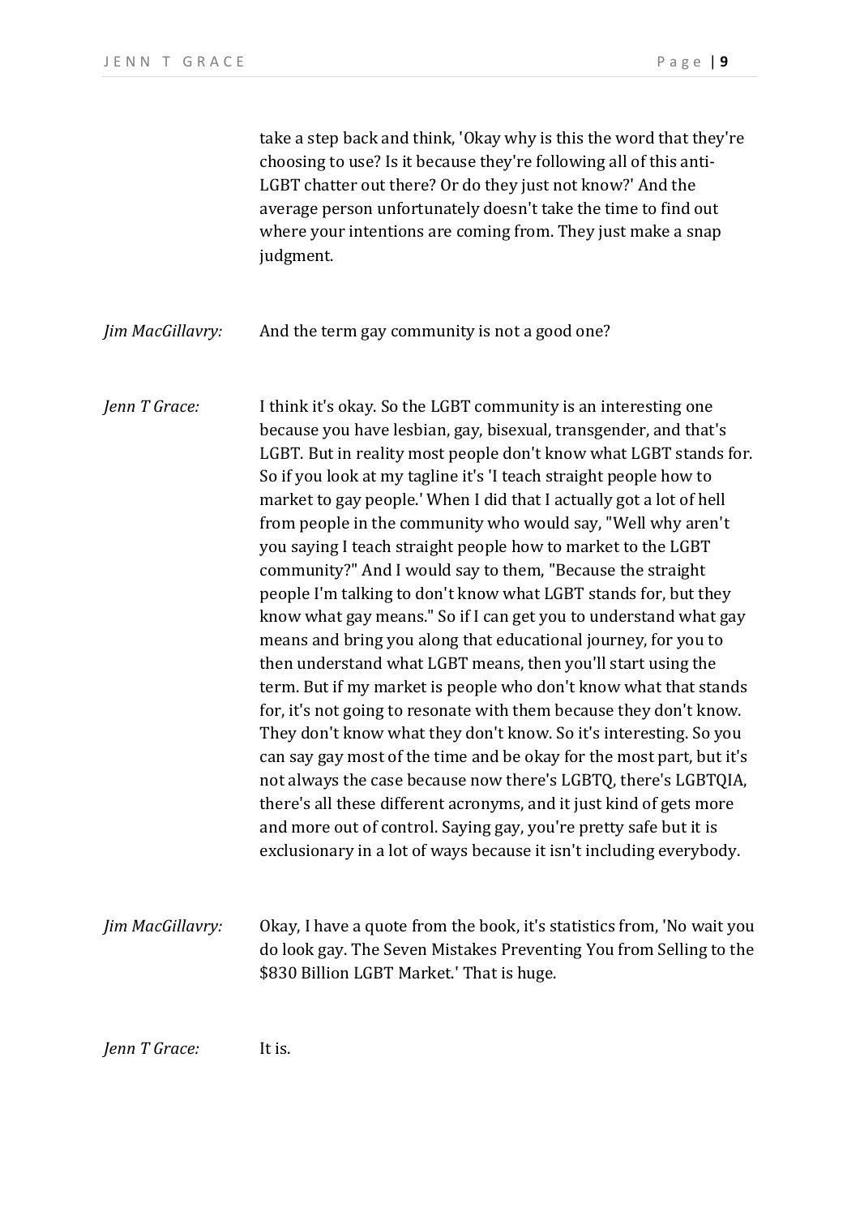take a step back and think, 'Okay why is this the word that they're choosing to use? Is it because they're following all of this anti-LGBT chatter out there? Or do they just not know?' And the average person unfortunately doesn't take the time to find out where your intentions are coming from. They just make a snap judgment.

*Jim MacGillavry:* And the term gay community is not a good one?

*Jenn T Grace:* I think it's okay. So the LGBT community is an interesting one because you have lesbian, gay, bisexual, transgender, and that's LGBT. But in reality most people don't know what LGBT stands for. So if you look at my tagline it's 'I teach straight people how to market to gay people.' When I did that I actually got a lot of hell from people in the community who would say, "Well why aren't you saying I teach straight people how to market to the LGBT community?" And I would say to them, "Because the straight people I'm talking to don't know what LGBT stands for, but they know what gay means." So if I can get you to understand what gay means and bring you along that educational journey, for you to then understand what LGBT means, then you'll start using the term. But if my market is people who don't know what that stands for, it's not going to resonate with them because they don't know. They don't know what they don't know. So it's interesting. So you can say gay most of the time and be okay for the most part, but it's not always the case because now there's LGBTQ, there's LGBTQIA, there's all these different acronyms, and it just kind of gets more and more out of control. Saying gay, you're pretty safe but it is exclusionary in a lot of ways because it isn't including everybody.

*Jim MacGillavry:* Okay, I have a quote from the book, it's statistics from, 'No wait you do look gay. The Seven Mistakes Preventing You from Selling to the $830 Billion LGBT Market.' That is huge.

*Jenn T Grace:* It is.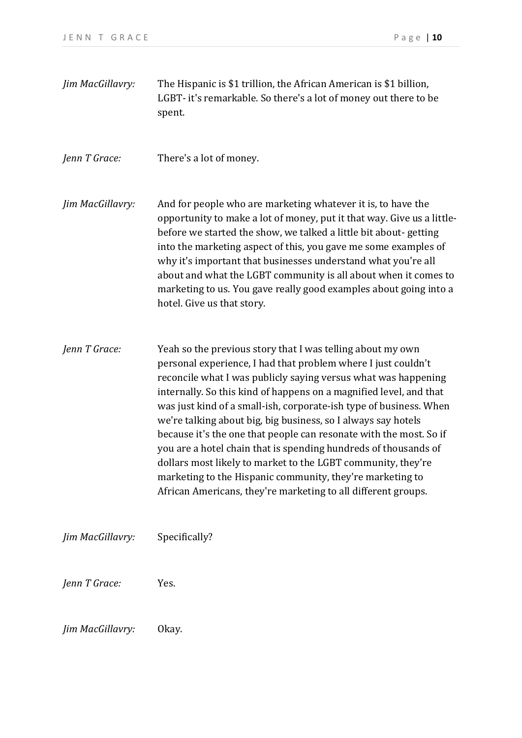*Jim MacGillavry:* The Hispanic is $1 trillion, the African American is $1 billion, LGBT- it's remarkable. So there's a lot of money out there to be spent.

*Jenn T Grace:* There's a lot of money.

*Jim MacGillavry:* And for people who are marketing whatever it is, to have the opportunity to make a lot of money, put it that way. Give us a little- before we started the show, we talked a little bit about- getting into the marketing aspect of this, you gave me some examples of why it's important that businesses understand what you're all about and what the LGBT community is all about when it comes to marketing to us. You gave really good examples about going into a hotel. Give us that story.

*Jenn T Grace:* Yeah so the previous story that I was telling about my own personal experience, I had that problem where I just couldn't reconcile what I was publicly saying versus what was happening internally. So this kind of happens on a magnified level, and that was just kind of a small-ish, corporate-ish type of business. When we're talking about big, big business, so I always say hotels because it's the one that people can resonate with the most. So if you are a hotel chain that is spending hundreds of thousands of dollars most likely to market to the LGBT community, they're marketing to the Hispanic community, they're marketing to African Americans, they're marketing to all different groups.

*Jim MacGillavry:* Specifically?

*Jenn T Grace:* Yes.

*Jim MacGillavry:* Okay.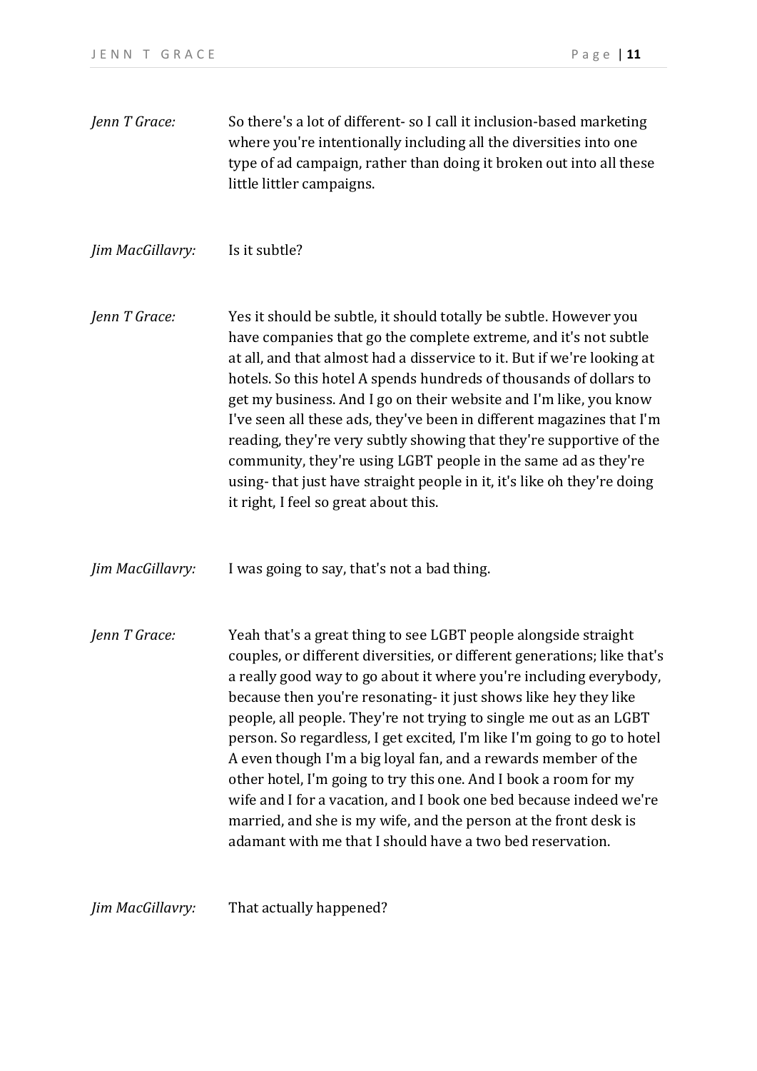*Jenn T Grace:* So there's a lot of different- so I call it inclusion-based marketing where you're intentionally including all the diversities into one type of ad campaign, rather than doing it broken out into all these little littler campaigns.

*Jim MacGillavry:* Is it subtle?

*Jenn T Grace:* Yes it should be subtle, it should totally be subtle. However you have companies that go the complete extreme, and it's not subtle at all, and that almost had a disservice to it. But if we're looking at hotels. So this hotel A spends hundreds of thousands of dollars to get my business. And I go on their website and I'm like, you know I've seen all these ads, they've been in different magazines that I'm reading, they're very subtly showing that they're supportive of the community, they're using LGBT people in the same ad as they're using- that just have straight people in it, it's like oh they're doing it right, I feel so great about this.

*Jim MacGillavry:* I was going to say, that's not a bad thing.

*Jenn T Grace:* Yeah that's a great thing to see LGBT people alongside straight couples, or different diversities, or different generations; like that's a really good way to go about it where you're including everybody, because then you're resonating- it just shows like hey they like people, all people. They're not trying to single me out as an LGBT person. So regardless, I get excited, I'm like I'm going to go to hotel A even though I'm a big loyal fan, and a rewards member of the other hotel, I'm going to try this one. And I book a room for my wife and I for a vacation, and I book one bed because indeed we're married, and she is my wife, and the person at the front desk is adamant with me that I should have a two bed reservation.

*Jim MacGillavry:* That actually happened?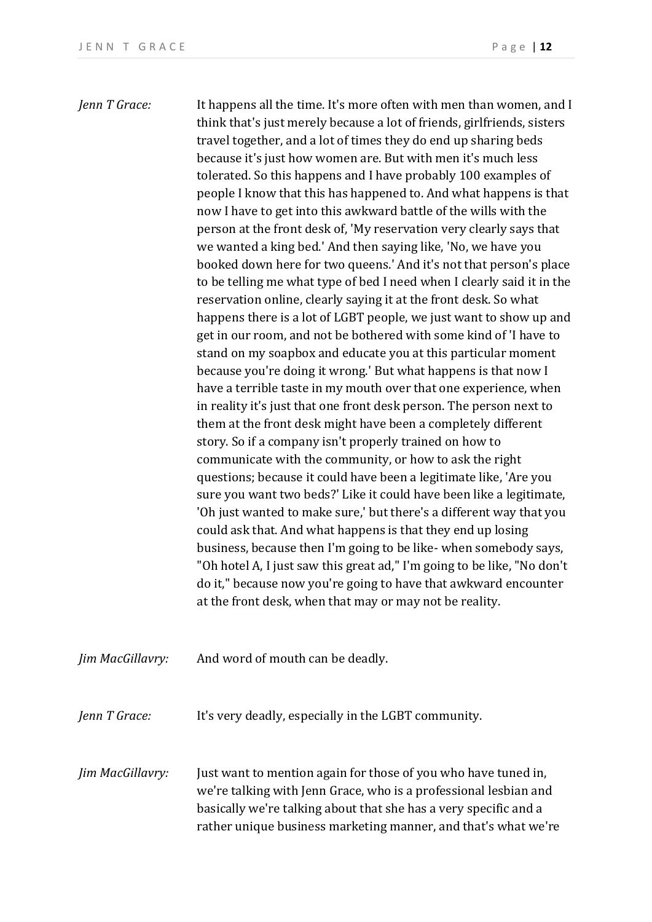*Jenn T Grace:* It happens all the time. It's more often with men than women, and I think that's just merely because a lot of friends, girlfriends, sisters travel together, and a lot of times they do end up sharing beds because it's just how women are. But with men it's much less tolerated. So this happens and I have probably 100 examples of people I know that this has happened to. And what happens is that now I have to get into this awkward battle of the wills with the person at the front desk of, 'My reservation very clearly says that we wanted a king bed.' And then saying like, 'No, we have you booked down here for two queens.' And it's not that person's place to be telling me what type of bed I need when I clearly said it in the reservation online, clearly saying it at the front desk. So what happens there is a lot of LGBT people, we just want to show up and get in our room, and not be bothered with some kind of 'I have to stand on my soapbox and educate you at this particular moment because you're doing it wrong.' But what happens is that now I have a terrible taste in my mouth over that one experience, when in reality it's just that one front desk person. The person next to them at the front desk might have been a completely different story. So if a company isn't properly trained on how to communicate with the community, or how to ask the right questions; because it could have been a legitimate like, 'Are you sure you want two beds?' Like it could have been like a legitimate, 'Oh just wanted to make sure,' but there's a different way that you could ask that. And what happens is that they end up losing business, because then I'm going to be like- when somebody says, "Oh hotel A, I just saw this great ad," I'm going to be like, "No don't do it," because now you're going to have that awkward encounter at the front desk, when that may or may not be reality.

*Jim MacGillavry:* And word of mouth can be deadly.

*Jenn T Grace:* It's very deadly, especially in the LGBT community.

*Jim MacGillavry:* Just want to mention again for those of you who have tuned in, we're talking with Jenn Grace, who is a professional lesbian and basically we're talking about that she has a very specific and a rather unique business marketing manner, and that's what we're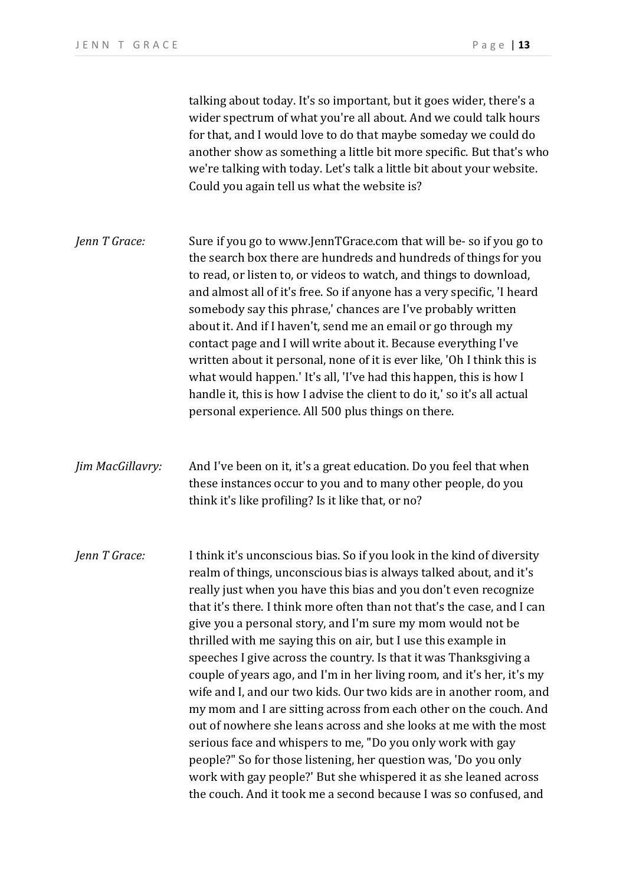talking about today. It's so important, but it goes wider, there's a wider spectrum of what you're all about. And we could talk hours for that, and I would love to do that maybe someday we could do another show as something a little bit more specific. But that's who we're talking with today. Let's talk a little bit about your website. Could you again tell us what the website is?

*Jenn T Grace:* Sure if you go to www.JennTGrace.com that will be- so if you go to the search box there are hundreds and hundreds of things for you to read, or listen to, or videos to watch, and things to download, and almost all of it's free. So if anyone has a very specific, 'I heard somebody say this phrase,' chances are I've probably written about it. And if I haven't, send me an email or go through my contact page and I will write about it. Because everything I've written about it personal, none of it is ever like, 'Oh I think this is what would happen.' It's all, 'I've had this happen, this is how I handle it, this is how I advise the client to do it,' so it's all actual personal experience. All 500 plus things on there.

*Jim MacGillavry:* And I've been on it, it's a great education. Do you feel that when these instances occur to you and to many other people, do you think it's like profiling? Is it like that, or no?

*Jenn T Grace:* I think it's unconscious bias. So if you look in the kind of diversity realm of things, unconscious bias is always talked about, and it's really just when you have this bias and you don't even recognize that it's there. I think more often than not that's the case, and I can give you a personal story, and I'm sure my mom would not be thrilled with me saying this on air, but I use this example in speeches I give across the country. Is that it was Thanksgiving a couple of years ago, and I'm in her living room, and it's her, it's my wife and I, and our two kids. Our two kids are in another room, and my mom and I are sitting across from each other on the couch. And out of nowhere she leans across and she looks at me with the most serious face and whispers to me, "Do you only work with gay people?" So for those listening, her question was, 'Do you only work with gay people?' But she whispered it as she leaned across the couch. And it took me a second because I was so confused, and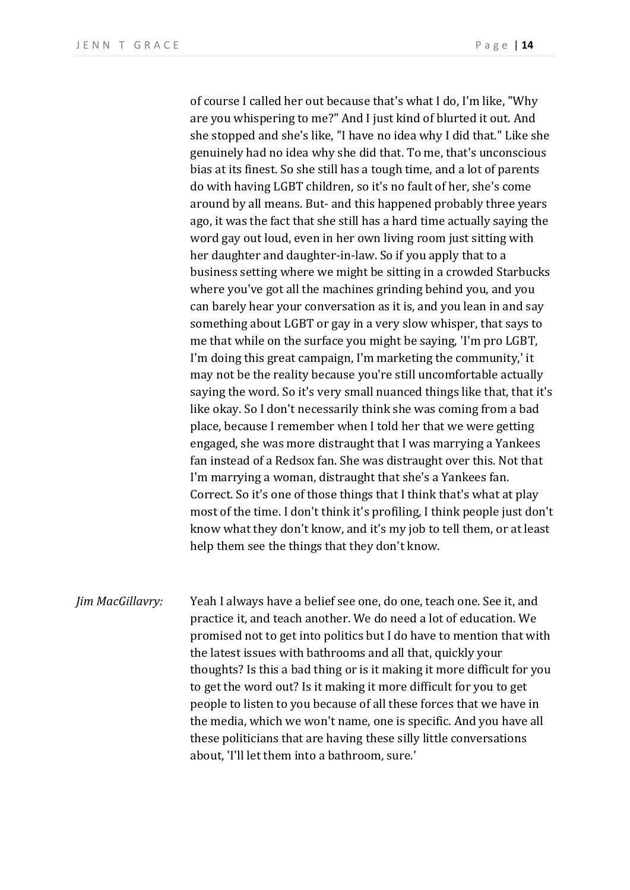of course I called her out because that's what I do, I'm like, "Why are you whispering to me?" And I just kind of blurted it out. And she stopped and she's like, "I have no idea why I did that." Like she genuinely had no idea why she did that. To me, that's unconscious bias at its finest. So she still has a tough time, and a lot of parents do with having LGBT children, so it's no fault of her, she's come around by all means. But- and this happened probably three years ago, it was the fact that she still has a hard time actually saying the word gay out loud, even in her own living room just sitting with her daughter and daughter-in-law. So if you apply that to a business setting where we might be sitting in a crowded Starbucks where you've got all the machines grinding behind you, and you can barely hear your conversation as it is, and you lean in and say something about LGBT or gay in a very slow whisper, that says to me that while on the surface you might be saying, 'I'm pro LGBT, I'm doing this great campaign, I'm marketing the community,' it may not be the reality because you're still uncomfortable actually saying the word. So it's very small nuanced things like that, that it's like okay. So I don't necessarily think she was coming from a bad place, because I remember when I told her that we were getting engaged, she was more distraught that I was marrying a Yankees fan instead of a Redsox fan. She was distraught over this. Not that I'm marrying a woman, distraught that she's a Yankees fan. Correct. So it's one of those things that I think that's what at play most of the time. I don't think it's profiling, I think people just don't know what they don't know, and it's my job to tell them, or at least help them see the things that they don't know.

*Jim MacGillavry:* Yeah I always have a belief see one, do one, teach one. See it, and practice it, and teach another. We do need a lot of education. We promised not to get into politics but I do have to mention that with the latest issues with bathrooms and all that, quickly your thoughts? Is this a bad thing or is it making it more difficult for you to get the word out? Is it making it more difficult for you to get people to listen to you because of all these forces that we have in the media, which we won't name, one is specific. And you have all these politicians that are having these silly little conversations about, 'I'll let them into a bathroom, sure.'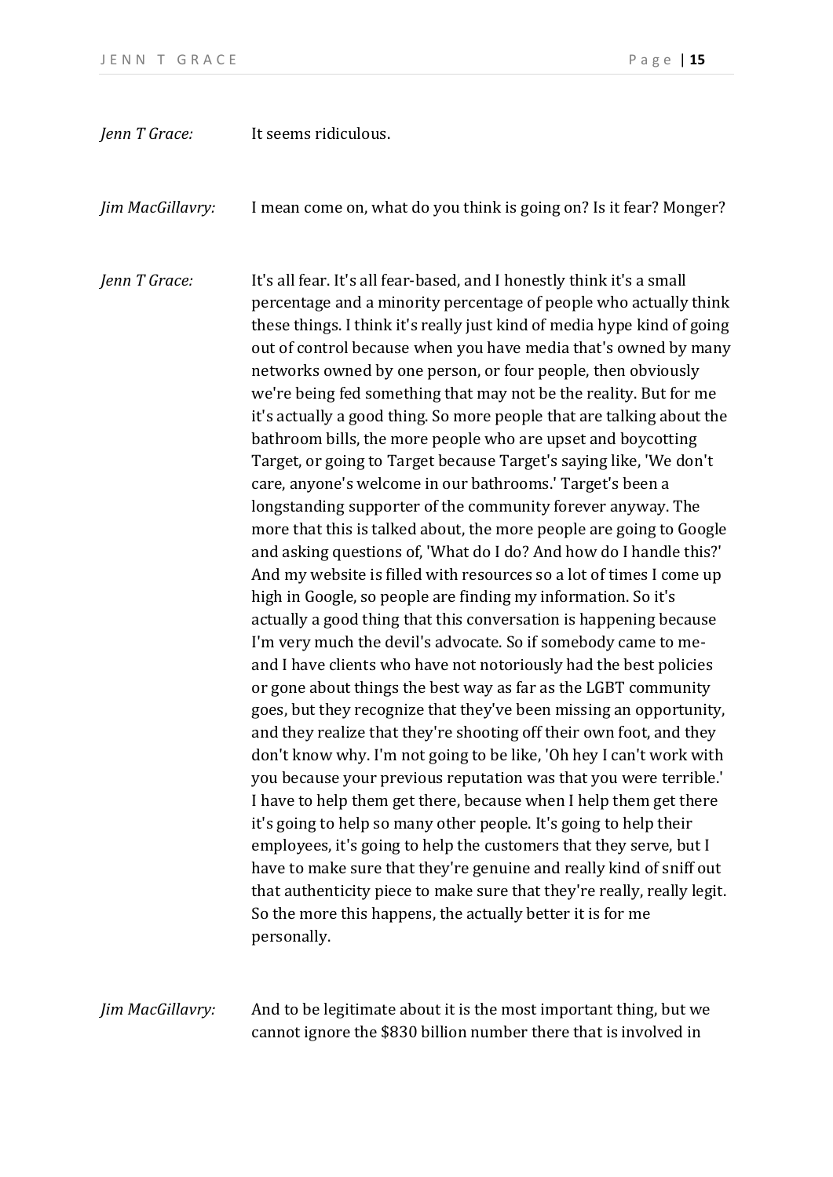*Jenn T Grace:* It seems ridiculous.

*Jim MacGillavry:* I mean come on, what do you think is going on? Is it fear? Monger?

*Jenn T Grace:* It's all fear. It's all fear-based, and I honestly think it's a small percentage and a minority percentage of people who actually think these things. I think it's really just kind of media hype kind of going out of control because when you have media that's owned by many networks owned by one person, or four people, then obviously we're being fed something that may not be the reality. But for me it's actually a good thing. So more people that are talking about the bathroom bills, the more people who are upset and boycotting Target, or going to Target because Target's saying like, 'We don't care, anyone's welcome in our bathrooms.' Target's been a longstanding supporter of the community forever anyway. The more that this is talked about, the more people are going to Google and asking questions of, 'What do I do? And how do I handle this?' And my website is filled with resources so a lot of times I come up high in Google, so people are finding my information. So it's actually a good thing that this conversation is happening because I'm very much the devil's advocate. So if somebody came to me- and I have clients who have not notoriously had the best policies or gone about things the best way as far as the LGBT community goes, but they recognize that they've been missing an opportunity, and they realize that they're shooting off their own foot, and they don't know why. I'm not going to be like, 'Oh hey I can't work with you because your previous reputation was that you were terrible.' I have to help them get there, because when I help them get there it's going to help so many other people. It's going to help their employees, it's going to help the customers that they serve, but I have to make sure that they're genuine and really kind of sniff out that authenticity piece to make sure that they're really, really legit. So the more this happens, the actually better it is for me personally.

*Jim MacGillavry:* And to be legitimate about it is the most important thing, but we cannot ignore the $830 billion number there that is involved in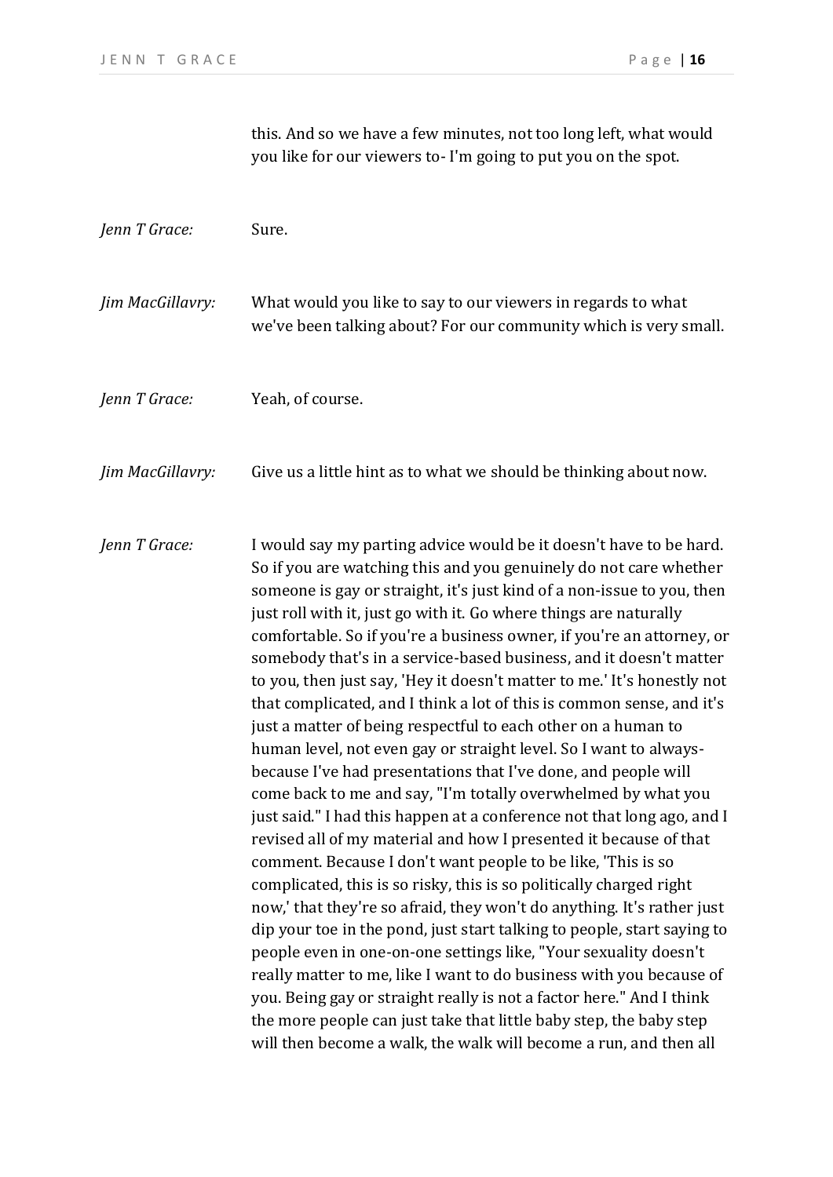this. And so we have a few minutes, not too long left, what would you like for our viewers to- I'm going to put you on the spot.

*Jenn T Grace:* Sure.

*Jim MacGillavry:* What would you like to say to our viewers in regards to what we've been talking about? For our community which is very small.

*Jenn T Grace:* Yeah, of course.

*Jim MacGillavry:* Give us a little hint as to what we should be thinking about now.

*Jenn T Grace:* I would say my parting advice would be it doesn't have to be hard. So if you are watching this and you genuinely do not care whether someone is gay or straight, it's just kind of a non-issue to you, then just roll with it, just go with it. Go where things are naturally comfortable. So if you're a business owner, if you're an attorney, or somebody that's in a service-based business, and it doesn't matter to you, then just say, 'Hey it doesn't matter to me.' It's honestly not that complicated, and I think a lot of this is common sense, and it's just a matter of being respectful to each other on a human to human level, not even gay or straight level. So I want to always- because I've had presentations that I've done, and people will come back to me and say, "I'm totally overwhelmed by what you just said." I had this happen at a conference not that long ago, and I revised all of my material and how I presented it because of that comment. Because I don't want people to be like, 'This is so complicated, this is so risky, this is so politically charged right now,' that they're so afraid, they won't do anything. It's rather just dip your toe in the pond, just start talking to people, start saying to people even in one-on-one settings like, "Your sexuality doesn't really matter to me, like I want to do business with you because of you. Being gay or straight really is not a factor here." And I think the more people can just take that little baby step, the baby step will then become a walk, the walk will become a run, and then all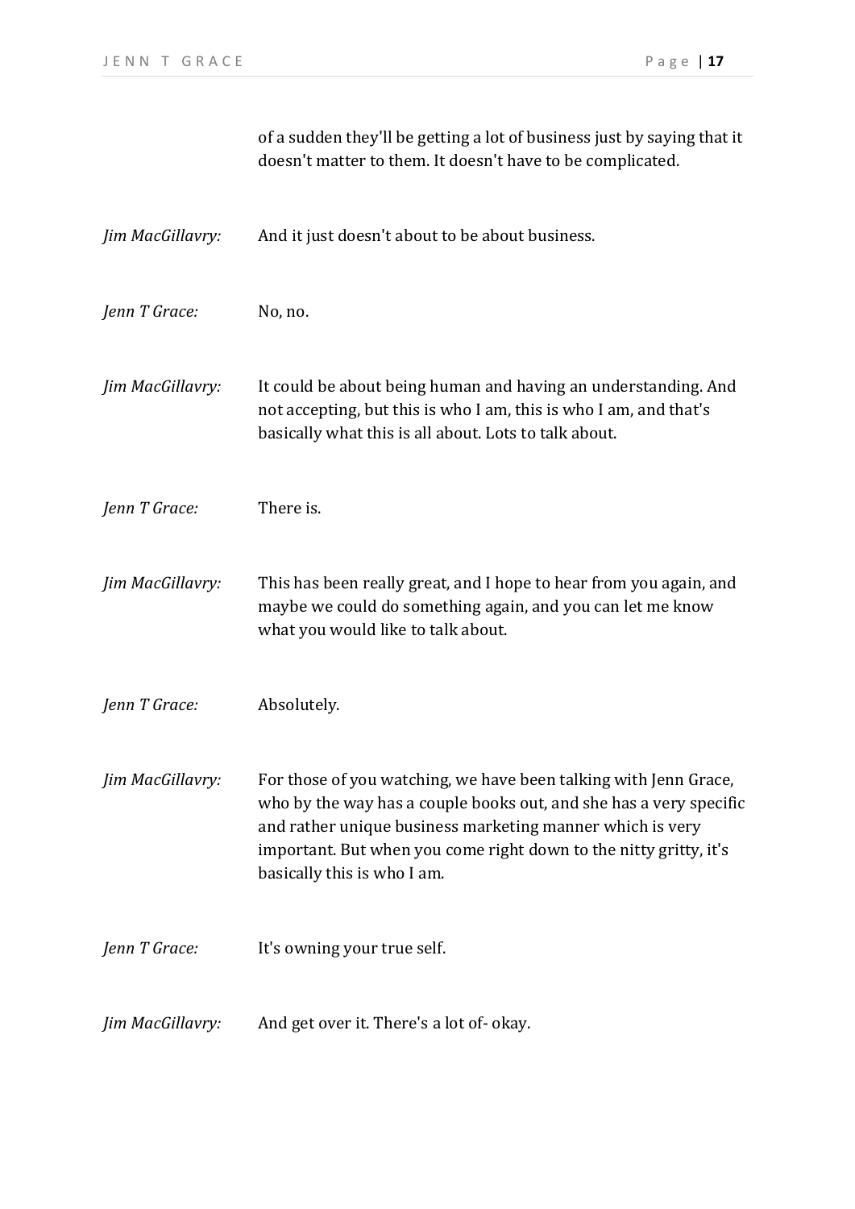of a sudden they'll be getting a lot of business just by saying that it doesn't matter to them. It doesn't have to be complicated.

*Jim MacGillavry:* And it just doesn't about to be about business.

*Jenn T Grace:* No, no.

*Jim MacGillavry:* It could be about being human and having an understanding. And not accepting, but this is who I am, this is who I am, and that's basically what this is all about. Lots to talk about.

*Jenn T Grace:* There is.

*Jim MacGillavry:* This has been really great, and I hope to hear from you again, and maybe we could do something again, and you can let me know what you would like to talk about.

*Jenn T Grace:* Absolutely.

*Jim MacGillavry:* For those of you watching, we have been talking with Jenn Grace, who by the way has a couple books out, and she has a very specific and rather unique business marketing manner which is very important. But when you come right down to the nitty gritty, it's basically this is who I am.

*Jenn T Grace:* It's owning your true self.

*Jim MacGillavry:* And get over it. There's a lot of- okay.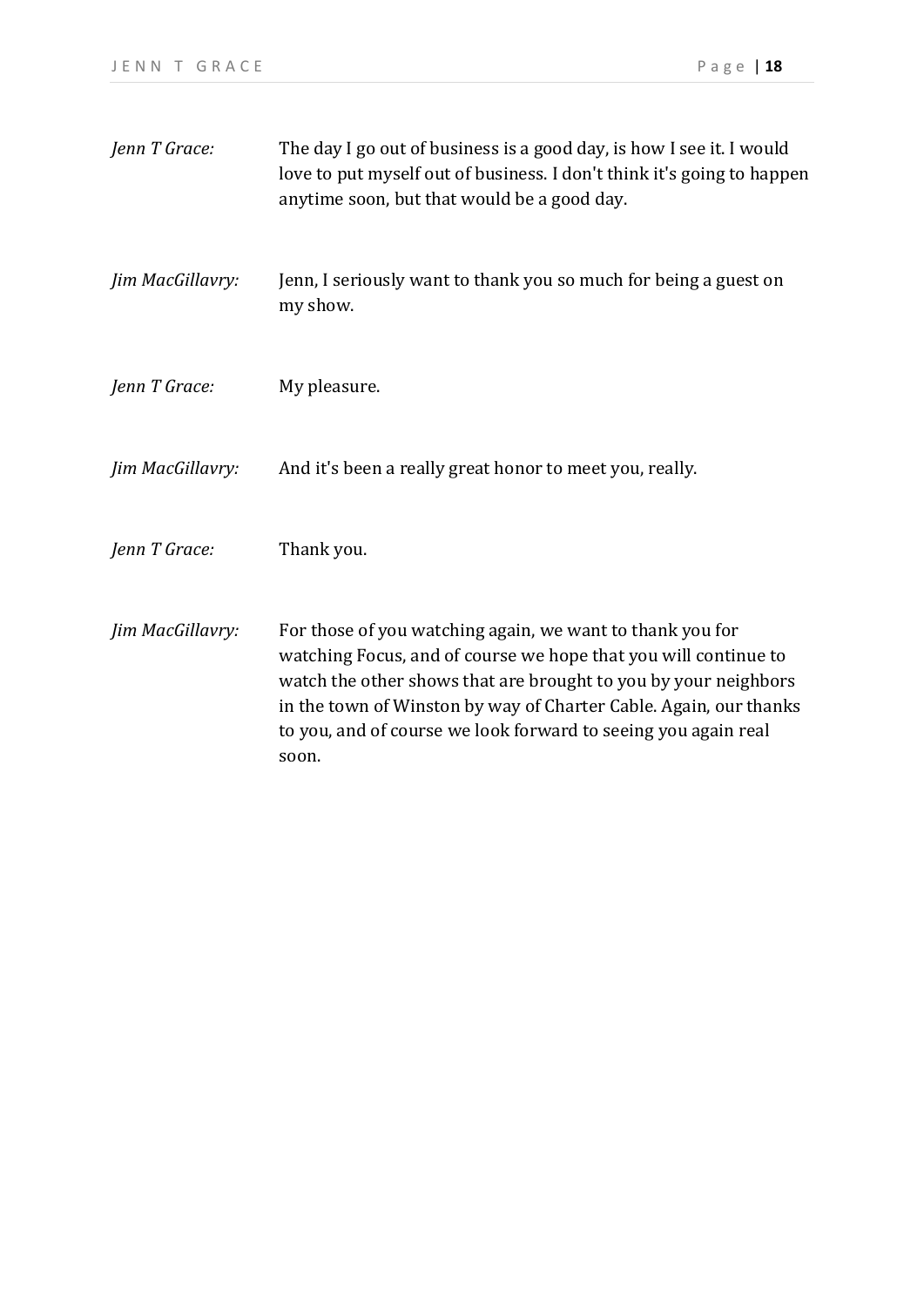*Jenn T Grace:* The day I go out of business is a good day, is how I see it. I would love to put myself out of business. I don't think it's going to happen anytime soon, but that would be a good day.

*Jim MacGillavry:* Jenn, I seriously want to thank you so much for being a guest on my show.

*Jenn T Grace:* My pleasure.

*Jim MacGillavry:* And it's been a really great honor to meet you, really.

*Jenn T Grace:* Thank you.

*Jim MacGillavry:* For those of you watching again, we want to thank you for watching Focus, and of course we hope that you will continue to watch the other shows that are brought to you by your neighbors in the town of Winston by way of Charter Cable. Again, our thanks to you, and of course we look forward to seeing you again real soon.